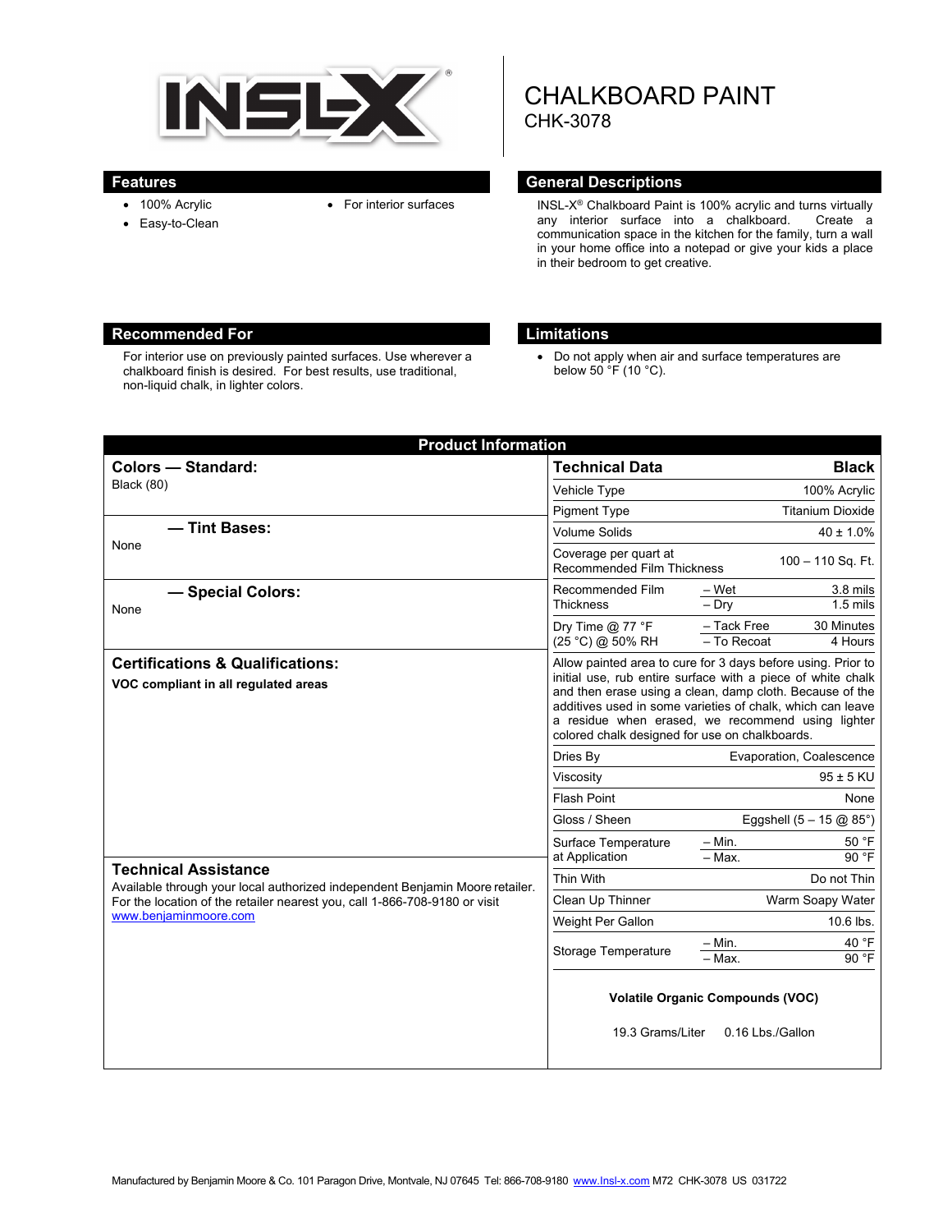INSL-X®

# CHALKBOARD PAINT

CHK-3078

## Features

- 100% Acrylic
- Easy-to-Clean
- For interior surfaces

## General Descriptions

INSL-X® Chalkboard Paint is 100% acrylic and turns virtually any interior surface into a chalkboard. Create a communication space in the kitchen for the family, turn a wall in your home office into a notepad or give your kids a place in their bedroom to get creative.

## Recommended For

For interior use on previously painted surfaces. Use wherever a chalkboard finish is desired. For best results, use traditional, non-liquid chalk, in lighter colors.

## Limitations

- Do not apply when air and surface temperatures are below 50 °F (10 °C).

## Product Information

### Colors — Standard:

Black (80)

### — Tint Bases:

None

### — Special Colors:

None

### Certifications & Qualifications:

**VOC compliant in all regulated areas**

### Technical Assistance

Available through your local authorized independent Benjamin Moore retailer. For the location of the retailer nearest you, call 1-866-708-9180 or visit www.benjaminmoore.com

| Technical Data | | Black |
|---|---|---|
| Vehicle Type | | 100% Acrylic |
| Pigment Type | | Titanium Dioxide |
| Volume Solids | | 40 ± 1.0% |
| Coverage per quart at Recommended Film Thickness | | 100 – 110 Sq. Ft. |
| Recommended Film Thickness | – Wet | 3.8 mils |
| | – Dry | 1.5 mils |
| Dry Time @ 77 °F (25 °C) @ 50% RH | – Tack Free | 30 Minutes |
| | – To Recoat | 4 Hours |

Allow painted area to cure for 3 days before using. Prior to initial use, rub entire surface with a piece of white chalk and then erase using a clean, damp cloth. Because of the additives used in some varieties of chalk, which can leave a residue when erased, we recommend using lighter colored chalk designed for use on chalkboards.

| | | |
|---|---|---|
| Dries By | | Evaporation, Coalescence |
| Viscosity | | 95 ± 5 KU |
| Flash Point | | None |
| Gloss / Sheen | | Eggshell (5 – 15 @ 85°) |
| Surface Temperature at Application | – Min. | 50 °F |
| | – Max. | 90 °F |
| Thin With | | Do not Thin |
| Clean Up Thinner | | Warm Soapy Water |
| Weight Per Gallon | | 10.6 lbs. |
| Storage Temperature | – Min. | 40 °F |
| | – Max. | 90 °F |

**Volatile Organic Compounds (VOC)**

19.3 Grams/Liter 0.16 Lbs./Gallon

Manufactured by Benjamin Moore & Co. 101 Paragon Drive, Montvale, NJ 07645 Tel: 866-708-9180 www.Insl-x.com M72 CHK-3078 US 031722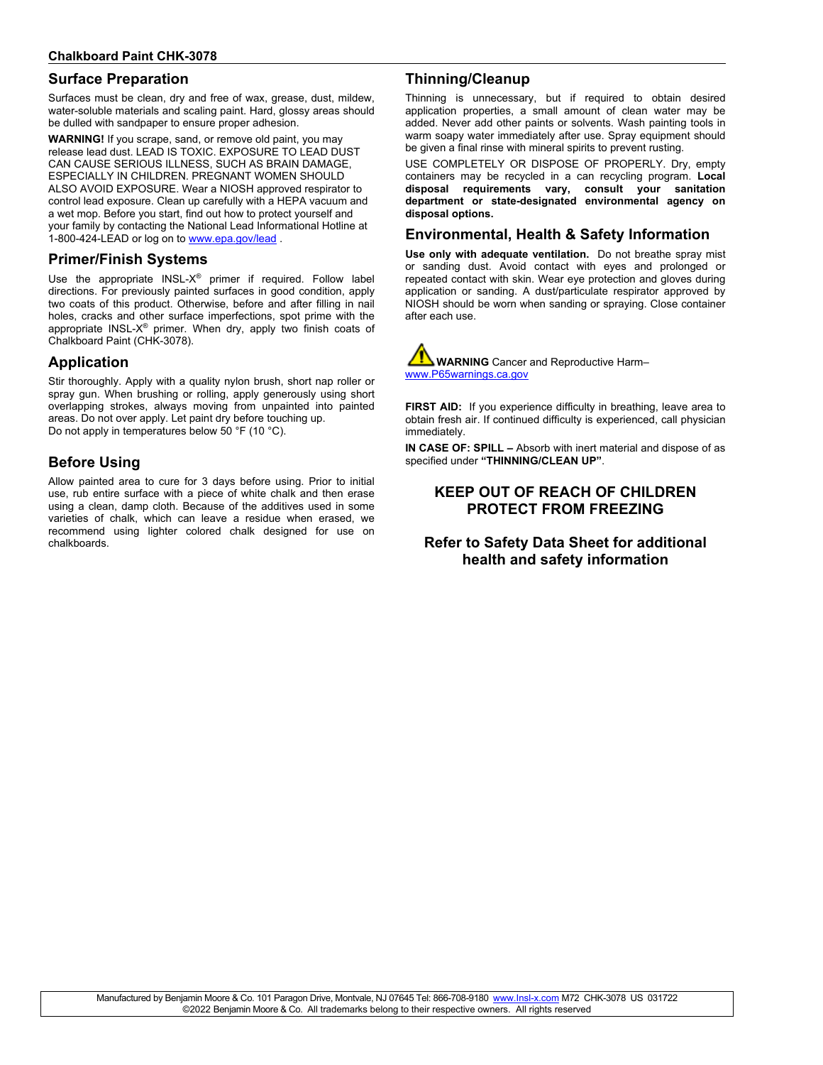**Chalkboard Paint CHK-3078**

## Surface Preparation

Surfaces must be clean, dry and free of wax, grease, dust, mildew, water-soluble materials and scaling paint. Hard, glossy areas should be dulled with sandpaper to ensure proper adhesion.

**WARNING!** If you scrape, sand, or remove old paint, you may release lead dust. LEAD IS TOXIC. EXPOSURE TO LEAD DUST CAN CAUSE SERIOUS ILLNESS, SUCH AS BRAIN DAMAGE, ESPECIALLY IN CHILDREN. PREGNANT WOMEN SHOULD ALSO AVOID EXPOSURE. Wear a NIOSH approved respirator to control lead exposure. Clean up carefully with a HEPA vacuum and a wet mop. Before you start, find out how to protect yourself and your family by contacting the National Lead Informational Hotline at 1-800-424-LEAD or log on to www.epa.gov/lead .

## Primer/Finish Systems

Use the appropriate INSL-X® primer if required. Follow label directions. For previously painted surfaces in good condition, apply two coats of this product. Otherwise, before and after filling in nail holes, cracks and other surface imperfections, spot prime with the appropriate INSL-X® primer. When dry, apply two finish coats of Chalkboard Paint (CHK-3078).

## Application

Stir thoroughly. Apply with a quality nylon brush, short nap roller or spray gun. When brushing or rolling, apply generously using short overlapping strokes, always moving from unpainted into painted areas. Do not over apply. Let paint dry before touching up.
Do not apply in temperatures below 50 °F (10 °C).

## Before Using

Allow painted area to cure for 3 days before using. Prior to initial use, rub entire surface with a piece of white chalk and then erase using a clean, damp cloth. Because of the additives used in some varieties of chalk, which can leave a residue when erased, we recommend using lighter colored chalk designed for use on chalkboards.

## Thinning/Cleanup

Thinning is unnecessary, but if required to obtain desired application properties, a small amount of clean water may be added. Never add other paints or solvents. Wash painting tools in warm soapy water immediately after use. Spray equipment should be given a final rinse with mineral spirits to prevent rusting.

USE COMPLETELY OR DISPOSE OF PROPERLY. Dry, empty containers may be recycled in a can recycling program. **Local disposal requirements vary, consult your sanitation department or state-designated environmental agency on disposal options.**

## Environmental, Health & Safety Information

**Use only with adequate ventilation.** Do not breathe spray mist or sanding dust. Avoid contact with eyes and prolonged or repeated contact with skin. Wear eye protection and gloves during application or sanding. A dust/particulate respirator approved by NIOSH should be worn when sanding or spraying. Close container after each use.

**WARNING** Cancer and Reproductive Harm– www.P65warnings.ca.gov

**FIRST AID:** If you experience difficulty in breathing, leave area to obtain fresh air. If continued difficulty is experienced, call physician immediately.

**IN CASE OF: SPILL –** Absorb with inert material and dispose of as specified under **"THINNING/CLEAN UP"**.

**KEEP OUT OF REACH OF CHILDREN**
**PROTECT FROM FREEZING**

**Refer to Safety Data Sheet for additional health and safety information**

Manufactured by Benjamin Moore & Co. 101 Paragon Drive, Montvale, NJ 07645 Tel: 866-708-9180 www.Insl-x.com M72 CHK-3078 US 031722
©2022 Benjamin Moore & Co. All trademarks belong to their respective owners. All rights reserved